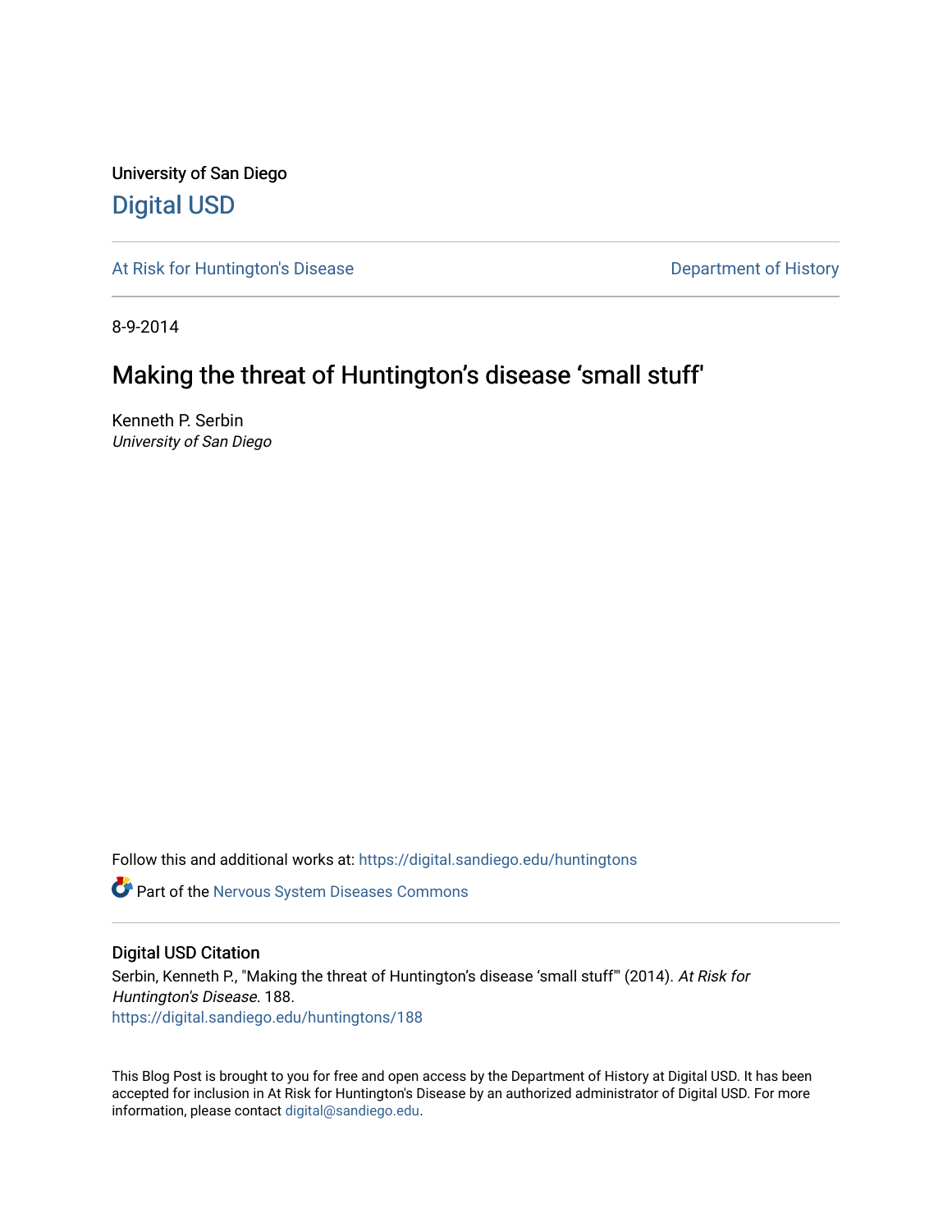University of San Diego

## Digital USD

At Risk for Huntington's Disease

Department of History

8-9-2014

# Making the threat of Huntington's disease 'small stuff'

Kenneth P. Serbin
*University of San Diego*

Follow this and additional works at: https://digital.sandiego.edu/huntingtons

Part of the Nervous System Diseases Commons

## Digital USD Citation

Serbin, Kenneth P., "Making the threat of Huntington's disease 'small stuff'" (2014). *At Risk for Huntington's Disease*. 188.
https://digital.sandiego.edu/huntingtons/188

This Blog Post is brought to you for free and open access by the Department of History at Digital USD. It has been accepted for inclusion in At Risk for Huntington's Disease by an authorized administrator of Digital USD. For more information, please contact digital@sandiego.edu.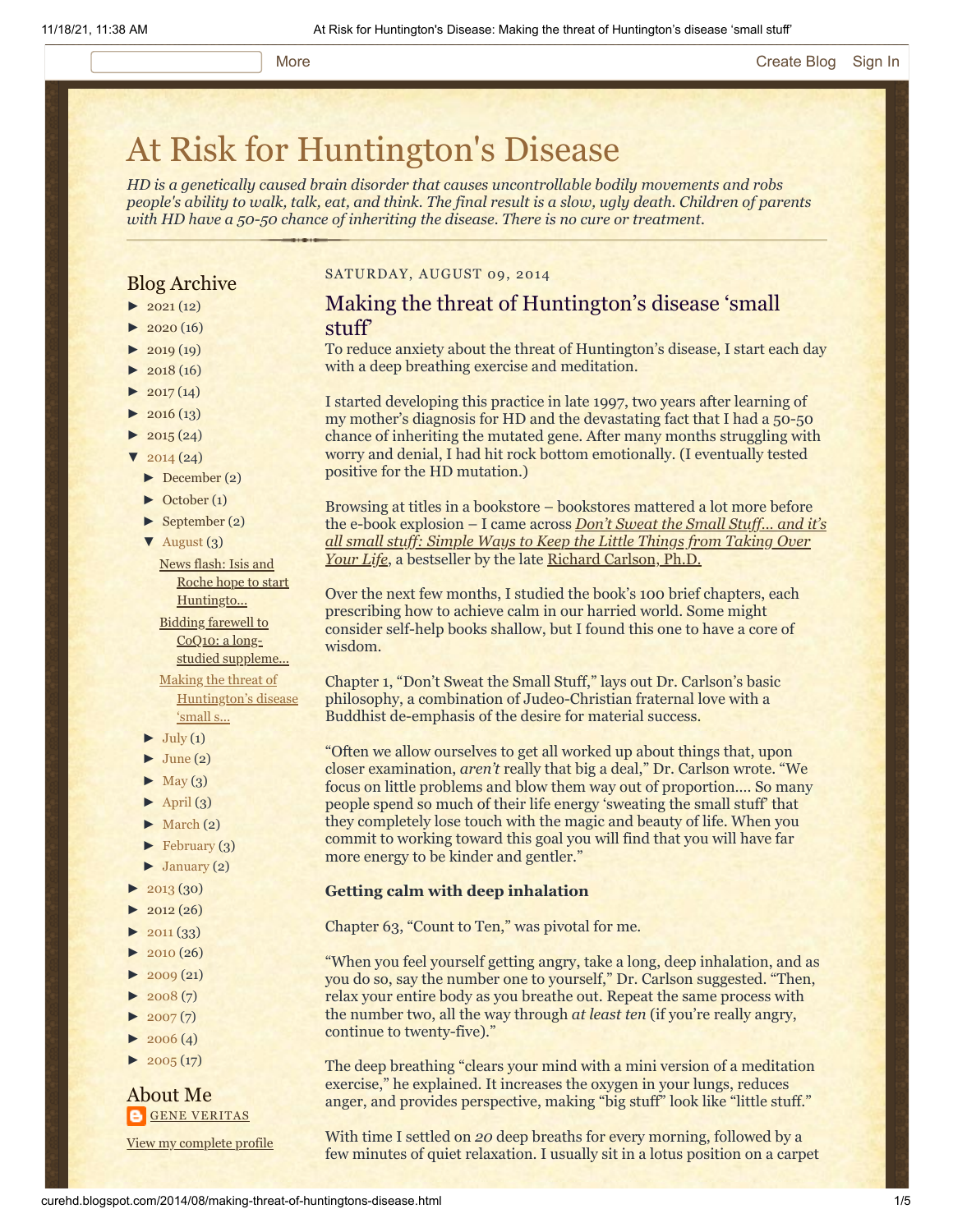More Create Blog Sign In

# At Risk for Huntington's Disease

*HD is a genetically caused brain disorder that causes uncontrollable bodily movements and robs people's ability to walk, talk, eat, and think. The final result is a slow, ugly death. Children of parents with HD have a 50-50 chance of inheriting the disease. There is no cure or treatment.*

## Blog Archive

- ► 2021 (12)
- ► 2020 (16)
- ► 2019 (19)
- ► 2018 (16)
- ► 2017 (14)
- ► 2016 (13)
- ► 2015 (24)
- ▼ 2014 (24)
  - ► December (2)
  - ► October (1)
  - ► September (2)
  - ▼ August (3)
    - News flash: Isis and Roche hope to start Huntingto...
    - Bidding farewell to CoQ10: a long-studied suppleme...
    - Making the threat of Huntington's disease 'small s...
  - ► July (1)
  - ► June (2)
  - ► May (3)
  - ► April (3)
  - ► March (2)
  - ► February (3)
  - ► January (2)
- ► 2013 (30)
- ► 2012 (26)
- ► 2011 (33)
- ► 2010 (26)
- ► 2009 (21)
- ► 2008 (7)
- ► 2007 (7)
- ► 2006 (4)
- ► 2005 (17)

## About Me

GENE VERITAS

View my complete profile

SATURDAY, AUGUST 09, 2014

## Making the threat of Huntington's disease 'small stuff'

To reduce anxiety about the threat of Huntington's disease, I start each day with a deep breathing exercise and meditation.

I started developing this practice in late 1997, two years after learning of my mother's diagnosis for HD and the devastating fact that I had a 50-50 chance of inheriting the mutated gene. After many months struggling with worry and denial, I had hit rock bottom emotionally. (I eventually tested positive for the HD mutation.)

Browsing at titles in a bookstore – bookstores mattered a lot more before the e-book explosion – I came across ***Don't Sweat the Small Stuff… and it's all small stuff: Simple Ways to Keep the Little Things from Taking Over Your Life***, a bestseller by the late Richard Carlson, Ph.D.

Over the next few months, I studied the book's 100 brief chapters, each prescribing how to achieve calm in our harried world. Some might consider self-help books shallow, but I found this one to have a core of wisdom.

Chapter 1, "Don't Sweat the Small Stuff," lays out Dr. Carlson's basic philosophy, a combination of Judeo-Christian fraternal love with a Buddhist de-emphasis of the desire for material success.

"Often we allow ourselves to get all worked up about things that, upon closer examination, *aren't* really that big a deal," Dr. Carlson wrote. "We focus on little problems and blow them way out of proportion.… So many people spend so much of their life energy 'sweating the small stuff' that they completely lose touch with the magic and beauty of life. When you commit to working toward this goal you will find that you will have far more energy to be kinder and gentler."

**Getting calm with deep inhalation**

Chapter 63, "Count to Ten," was pivotal for me.

"When you feel yourself getting angry, take a long, deep inhalation, and as you do so, say the number one to yourself," Dr. Carlson suggested. "Then, relax your entire body as you breathe out. Repeat the same process with the number two, all the way through *at least ten* (if you're really angry, continue to twenty-five)."

The deep breathing "clears your mind with a mini version of a meditation exercise," he explained. It increases the oxygen in your lungs, reduces anger, and provides perspective, making "big stuff" look like "little stuff."

With time I settled on *20* deep breaths for every morning, followed by a few minutes of quiet relaxation. I usually sit in a lotus position on a carpet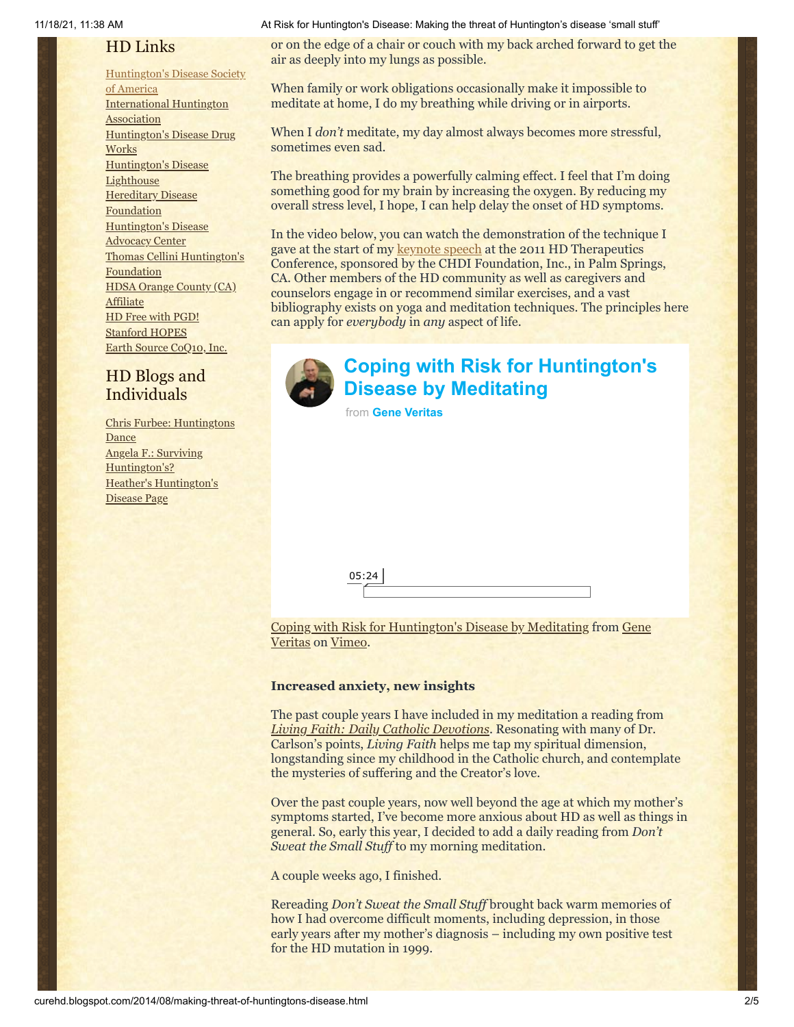## HD Links

[Huntington's Disease Society of America](#)
[International Huntington Association](#)
[Huntington's Disease Drug Works](#)
[Huntington's Disease Lighthouse](#)
[Hereditary Disease Foundation](#)
[Huntington's Disease Advocacy Center](#)
[Thomas Cellini Huntington's Foundation](#)
[HDSA Orange County (CA) Affiliate](#)
[HD Free with PGD!](#)
[Stanford HOPES](#)
[Earth Source CoQ10, Inc.](#)

## HD Blogs and Individuals

[Chris Furbee: Huntingtons Dance](#)
[Angela F.: Surviving Huntington's?](#)
[Heather's Huntington's Disease Page](#)

or on the edge of a chair or couch with my back arched forward to get the air as deeply into my lungs as possible.

When family or work obligations occasionally make it impossible to meditate at home, I do my breathing while driving or in airports.

When I *don't* meditate, my day almost always becomes more stressful, sometimes even sad.

The breathing provides a powerfully calming effect. I feel that I'm doing something good for my brain by increasing the oxygen. By reducing my overall stress level, I hope, I can help delay the onset of HD symptoms.

In the video below, you can watch the demonstration of the technique I gave at the start of my [keynote speech](#) at the 2011 HD Therapeutics Conference, sponsored by the CHDI Foundation, Inc., in Palm Springs, CA. Other members of the HD community as well as caregivers and counselors engage in or recommend similar exercises, and a vast bibliography exists on yoga and meditation techniques. The principles here can apply for *everybody* in *any* aspect of life.

**Coping with Risk for Huntington's Disease by Meditating**
from **Gene Veritas**

05:24

[Coping with Risk for Huntington's Disease by Meditating](#) from [Gene Veritas](#) on [Vimeo](#).

**Increased anxiety, new insights**

The past couple years I have included in my meditation a reading from [*Living Faith: Daily Catholic Devotions*](#). Resonating with many of Dr. Carlson's points, *Living Faith* helps me tap my spiritual dimension, longstanding since my childhood in the Catholic church, and contemplate the mysteries of suffering and the Creator's love.

Over the past couple years, now well beyond the age at which my mother's symptoms started, I've become more anxious about HD as well as things in general. So, early this year, I decided to add a daily reading from *Don't Sweat the Small Stuff* to my morning meditation.

A couple weeks ago, I finished.

Rereading *Don't Sweat the Small Stuff* brought back warm memories of how I had overcome difficult moments, including depression, in those early years after my mother's diagnosis – including my own positive test for the HD mutation in 1999.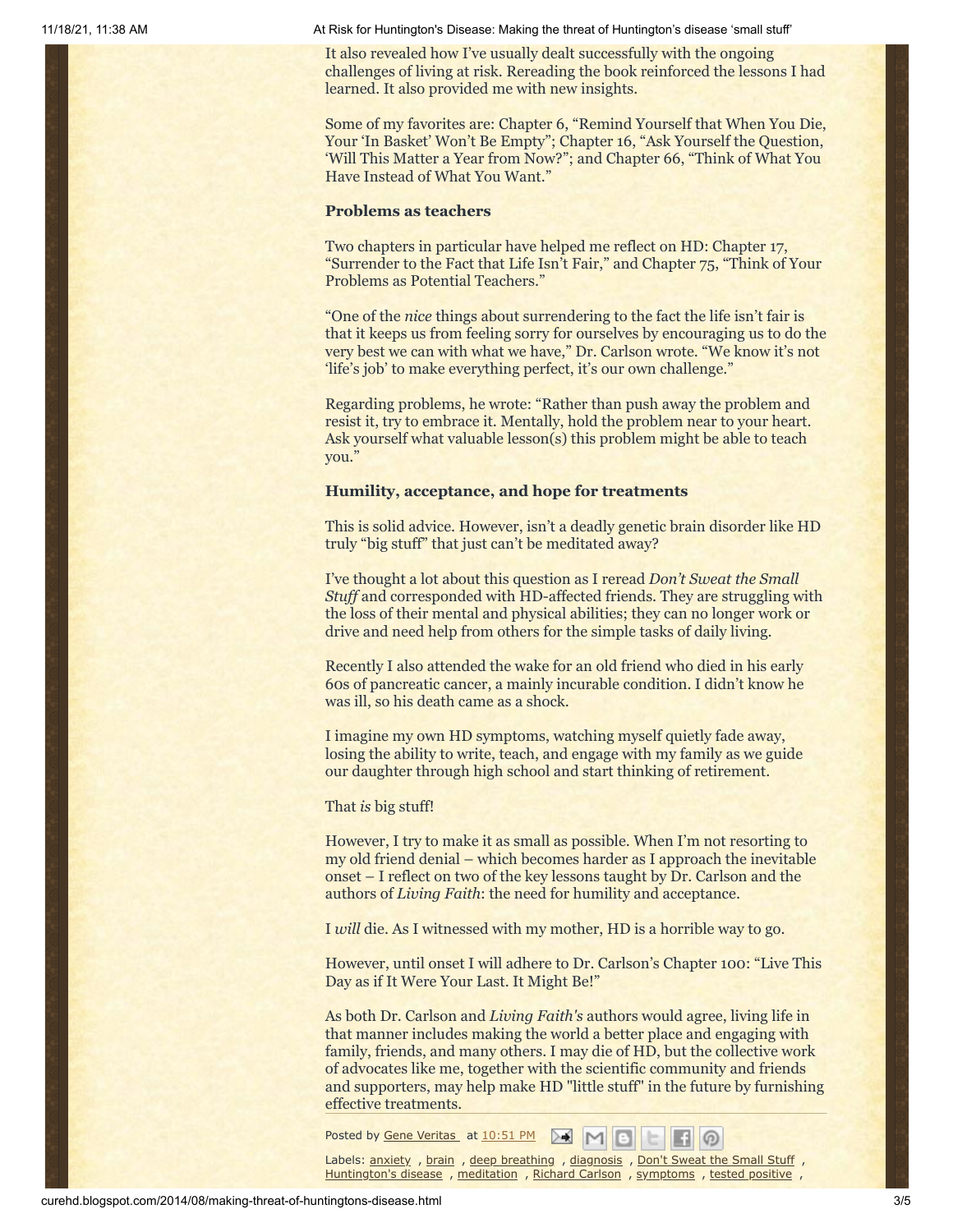It also revealed how I've usually dealt successfully with the ongoing challenges of living at risk. Rereading the book reinforced the lessons I had learned. It also provided me with new insights.

Some of my favorites are: Chapter 6, "Remind Yourself that When You Die, Your 'In Basket' Won't Be Empty"; Chapter 16, "Ask Yourself the Question, 'Will This Matter a Year from Now?"; and Chapter 66, "Think of What You Have Instead of What You Want."

**Problems as teachers**

Two chapters in particular have helped me reflect on HD: Chapter 17, "Surrender to the Fact that Life Isn't Fair," and Chapter 75, "Think of Your Problems as Potential Teachers."

"One of the *nice* things about surrendering to the fact the life isn't fair is that it keeps us from feeling sorry for ourselves by encouraging us to do the very best we can with what we have," Dr. Carlson wrote. "We know it's not 'life's job' to make everything perfect, it's our own challenge."

Regarding problems, he wrote: "Rather than push away the problem and resist it, try to embrace it. Mentally, hold the problem near to your heart. Ask yourself what valuable lesson(s) this problem might be able to teach you."

**Humility, acceptance, and hope for treatments**

This is solid advice. However, isn't a deadly genetic brain disorder like HD truly "big stuff" that just can't be meditated away?

I've thought a lot about this question as I reread *Don't Sweat the Small Stuff* and corresponded with HD-affected friends. They are struggling with the loss of their mental and physical abilities; they can no longer work or drive and need help from others for the simple tasks of daily living.

Recently I also attended the wake for an old friend who died in his early 60s of pancreatic cancer, a mainly incurable condition. I didn't know he was ill, so his death came as a shock.

I imagine my own HD symptoms, watching myself quietly fade away, losing the ability to write, teach, and engage with my family as we guide our daughter through high school and start thinking of retirement.

That *is* big stuff!

However, I try to make it as small as possible. When I'm not resorting to my old friend denial – which becomes harder as I approach the inevitable onset – I reflect on two of the key lessons taught by Dr. Carlson and the authors of *Living Faith*: the need for humility and acceptance.

I *will* die. As I witnessed with my mother, HD is a horrible way to go.

However, until onset I will adhere to Dr. Carlson's Chapter 100: "Live This Day as if It Were Your Last. It Might Be!"

As both Dr. Carlson and *Living Faith's* authors would agree, living life in that manner includes making the world a better place and engaging with family, friends, and many others. I may die of HD, but the collective work of advocates like me, together with the scientific community and friends and supporters, may help make HD "little stuff" in the future by furnishing effective treatments.

Posted by Gene Veritas at 10:51 PM

Labels: anxiety , brain , deep breathing , diagnosis , Don't Sweat the Small Stuff , Huntington's disease , meditation , Richard Carlson , symptoms , tested positive ,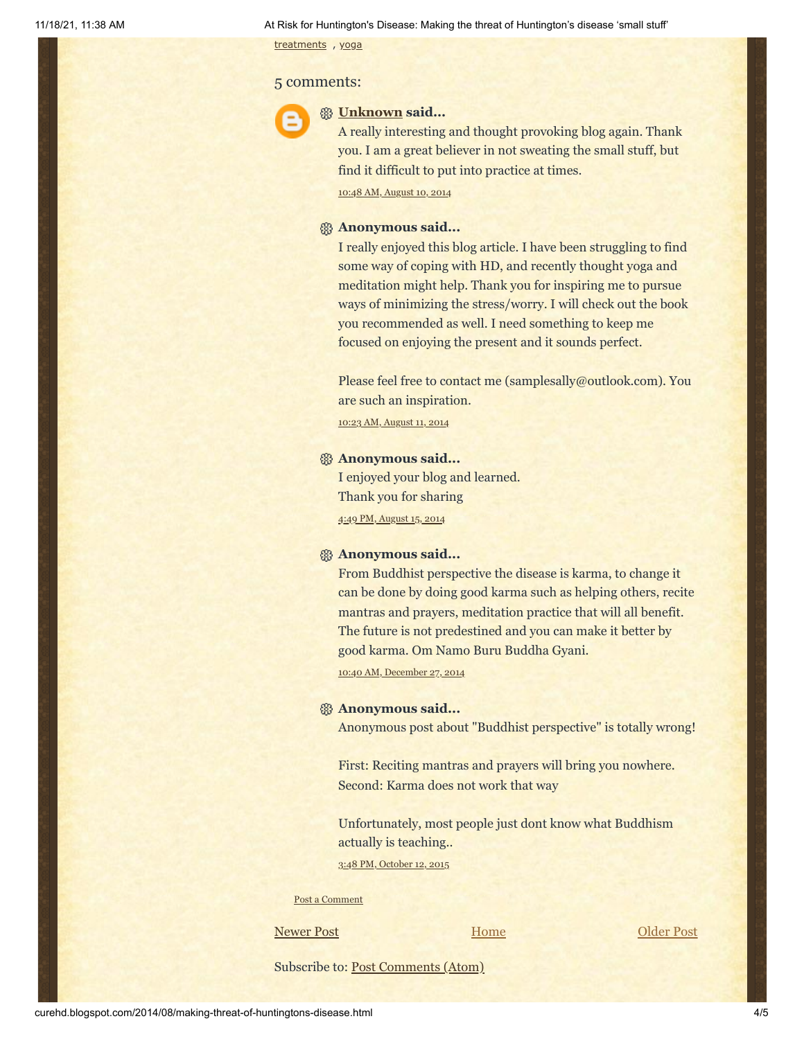treatments , yoga

5 comments:

**Unknown said...**

A really interesting and thought provoking blog again. Thank you. I am a great believer in not sweating the small stuff, but find it difficult to put into practice at times.

10:48 AM, August 10, 2014

**Anonymous said...**

I really enjoyed this blog article. I have been struggling to find some way of coping with HD, and recently thought yoga and meditation might help. Thank you for inspiring me to pursue ways of minimizing the stress/worry. I will check out the book you recommended as well. I need something to keep me focused on enjoying the present and it sounds perfect.

Please feel free to contact me (samplesally@outlook.com). You are such an inspiration.

10:23 AM, August 11, 2014

**Anonymous said...**

I enjoyed your blog and learned.
Thank you for sharing

4:49 PM, August 15, 2014

**Anonymous said...**

From Buddhist perspective the disease is karma, to change it can be done by doing good karma such as helping others, recite mantras and prayers, meditation practice that will all benefit. The future is not predestined and you can make it better by good karma. Om Namo Buru Buddha Gyani.

10:40 AM, December 27, 2014

**Anonymous said...**

Anonymous post about "Buddhist perspective" is totally wrong!

First: Reciting mantras and prayers will bring you nowhere.
Second: Karma does not work that way

Unfortunately, most people just dont know what Buddhism actually is teaching..

3:48 PM, October 12, 2015

Post a Comment

Newer Post | Home | Older Post

Subscribe to: Post Comments (Atom)